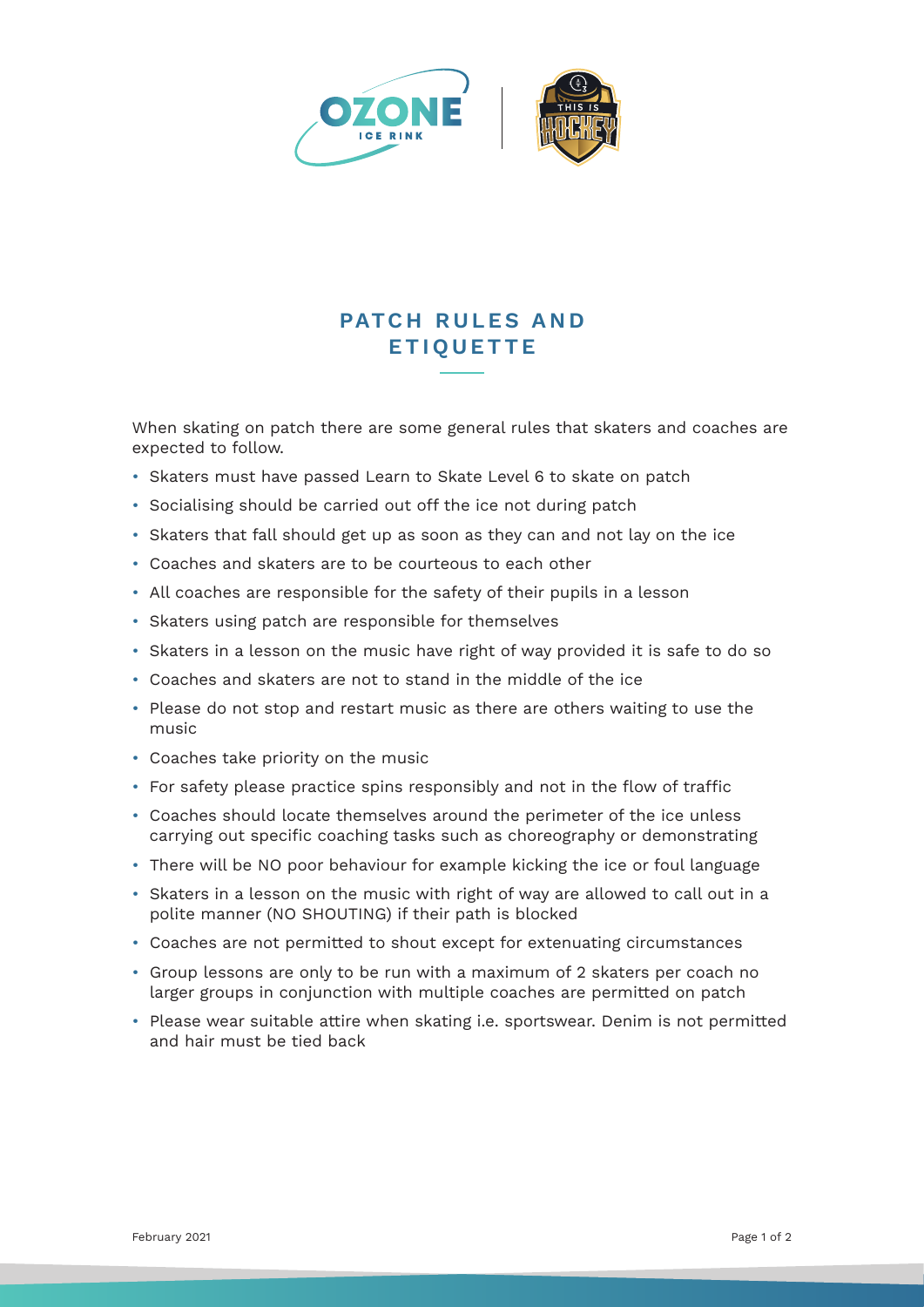# PATCH RULES AND ETIQUETTE

When skating on patch there are some general rules that skaters and coaches are expected to follow.

- Skaters must have passed Learn to Skate Level 6 to skate on patch
- Socialising should be carried out off the ice not during patch
- Skaters that fall should get up as soon as they can and not lay on the ice
- Coaches and skaters are to be courteous to each other
- All coaches are responsible for the safety of their pupils in a lesson
- Skaters using patch are responsible for themselves
- Skaters in a lesson on the music have right of way provided it is safe to do so
- Coaches and skaters are not to stand in the middle of the ice
- Please do not stop and restart music as there are others waiting to use the music
- Coaches take priority on the music
- For safety please practice spins responsibly and not in the flow of traffic
- Coaches should locate themselves around the perimeter of the ice unless carrying out specific coaching tasks such as choreography or demonstrating
- There will be NO poor behaviour for example kicking the ice or foul language
- Skaters in a lesson on the music with right of way are allowed to call out in a polite manner (NO SHOUTING) if their path is blocked
- Coaches are not permitted to shout except for extenuating circumstances
- Group lessons are only to be run with a maximum of 2 skaters per coach no larger groups in conjunction with multiple coaches are permitted on patch
- Please wear suitable attire when skating i.e. sportswear. Denim is not permitted and hair must be tied back

February 2021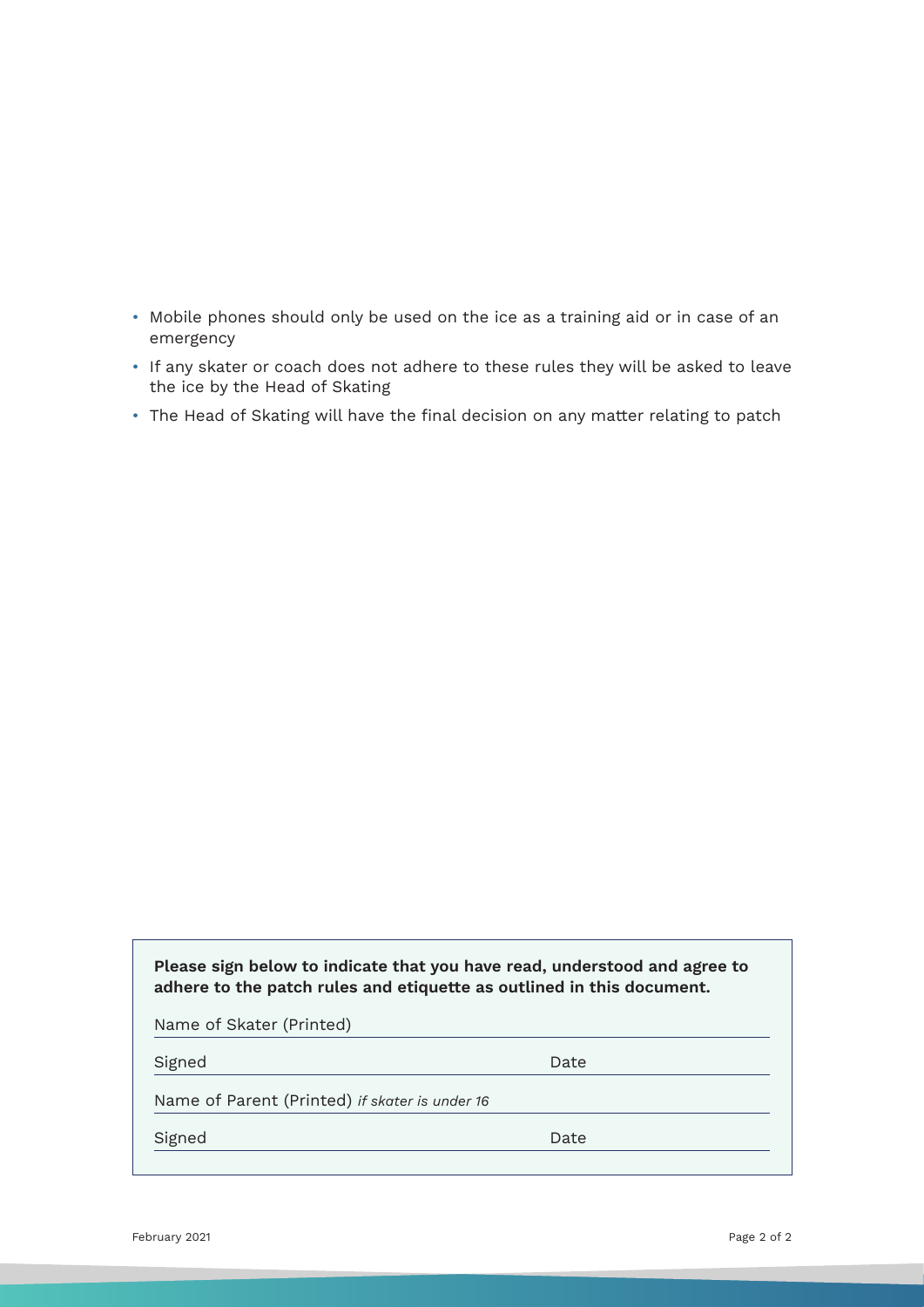- Mobile phones should only be used on the ice as a training aid or in case of an emergency
- If any skater or coach does not adhere to these rules they will be asked to leave the ice by the Head of Skating
- The Head of Skating will have the final decision on any matter relating to patch

**Please sign below to indicate that you have read, understood and agree to adhere to the patch rules and etiquette as outlined in this document.**

Name of Skater (Printed) ______________________________

Signed ______________________ Date ______________

Name of Parent (Printed) *if skater is under 16* ______________________________

Signed ______________________ Date ______________

February 2021